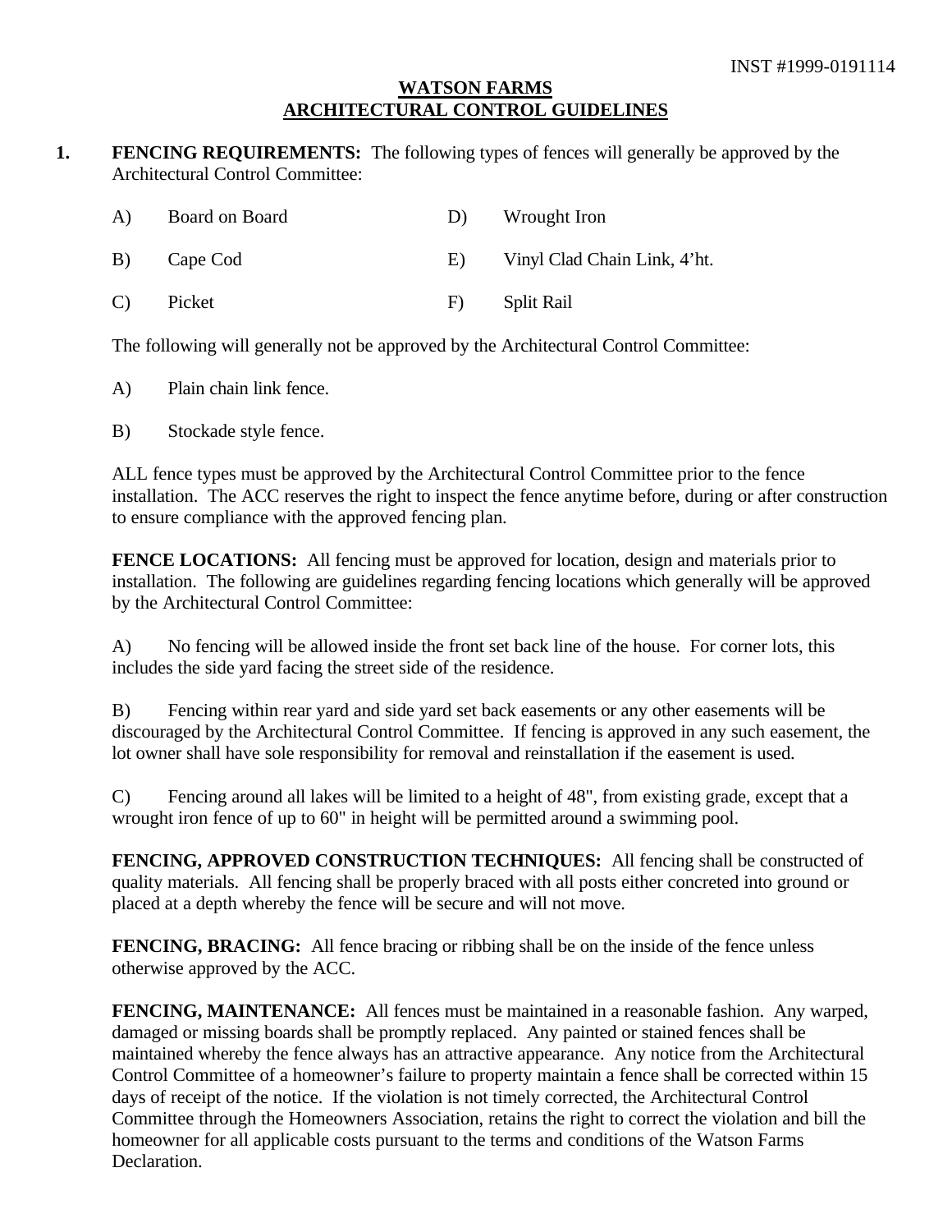INST #1999-0191114

# WATSON FARMS
# ARCHITECTURAL CONTROL GUIDELINES

**1. FENCING REQUIREMENTS:** The following types of fences will generally be approved by the Architectural Control Committee:

A) Board on Board

B) Cape Cod

C) Picket

D) Wrought Iron

E) Vinyl Clad Chain Link, 4'ht.

F) Split Rail

The following will generally not be approved by the Architectural Control Committee:

A) Plain chain link fence.

B) Stockade style fence.

ALL fence types must be approved by the Architectural Control Committee prior to the fence installation. The ACC reserves the right to inspect the fence anytime before, during or after construction to ensure compliance with the approved fencing plan.

**FENCE LOCATIONS:** All fencing must be approved for location, design and materials prior to installation. The following are guidelines regarding fencing locations which generally will be approved by the Architectural Control Committee:

A) No fencing will be allowed inside the front set back line of the house. For corner lots, this includes the side yard facing the street side of the residence.

B) Fencing within rear yard and side yard set back easements or any other easements will be discouraged by the Architectural Control Committee. If fencing is approved in any such easement, the lot owner shall have sole responsibility for removal and reinstallation if the easement is used.

C) Fencing around all lakes will be limited to a height of 48", from existing grade, except that a wrought iron fence of up to 60" in height will be permitted around a swimming pool.

**FENCING, APPROVED CONSTRUCTION TECHNIQUES:** All fencing shall be constructed of quality materials. All fencing shall be properly braced with all posts either concreted into ground or placed at a depth whereby the fence will be secure and will not move.

**FENCING, BRACING:** All fence bracing or ribbing shall be on the inside of the fence unless otherwise approved by the ACC.

**FENCING, MAINTENANCE:** All fences must be maintained in a reasonable fashion. Any warped, damaged or missing boards shall be promptly replaced. Any painted or stained fences shall be maintained whereby the fence always has an attractive appearance. Any notice from the Architectural Control Committee of a homeowner's failure to property maintain a fence shall be corrected within 15 days of receipt of the notice. If the violation is not timely corrected, the Architectural Control Committee through the Homeowners Association, retains the right to correct the violation and bill the homeowner for all applicable costs pursuant to the terms and conditions of the Watson Farms Declaration.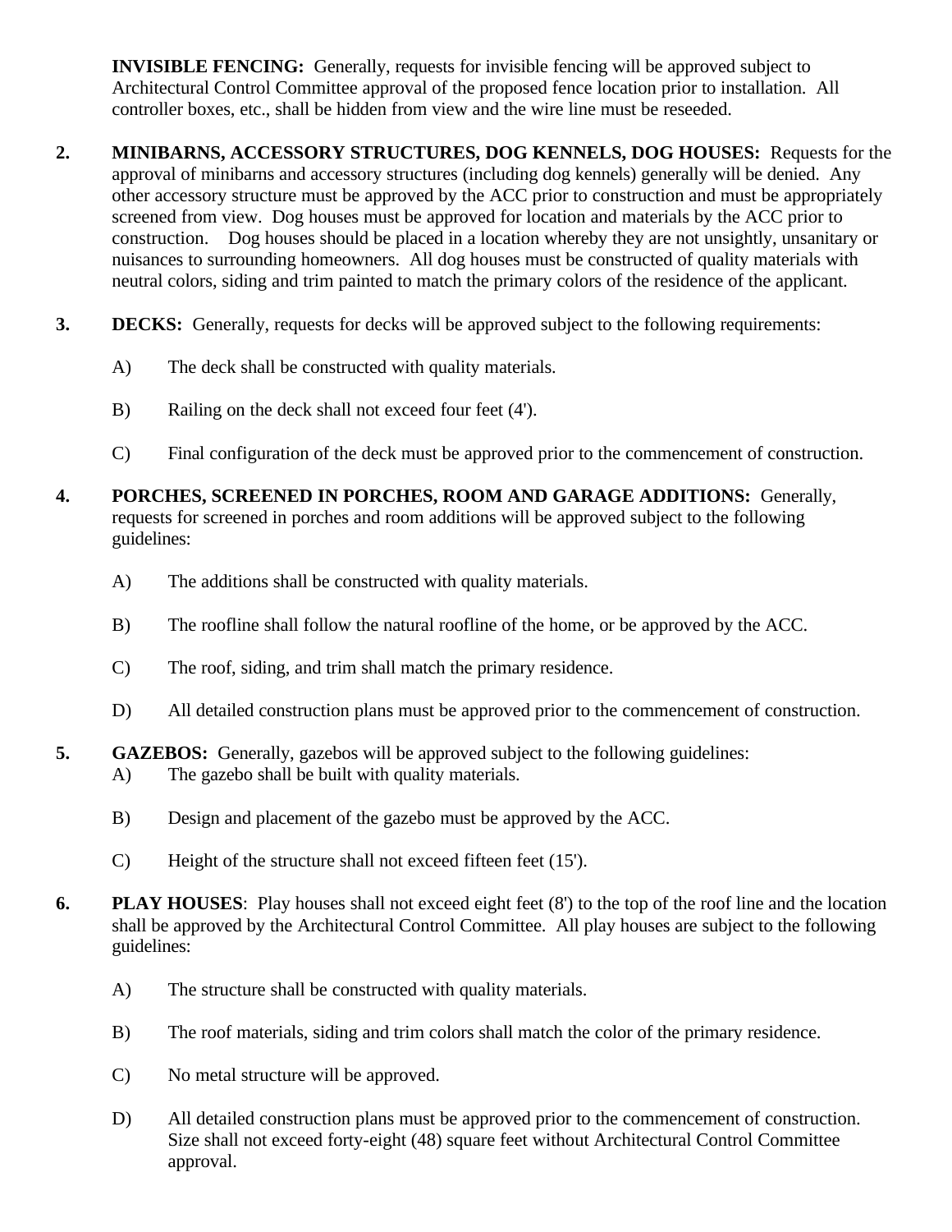**INVISIBLE FENCING:** Generally, requests for invisible fencing will be approved subject to Architectural Control Committee approval of the proposed fence location prior to installation. All controller boxes, etc., shall be hidden from view and the wire line must be reseeded.

2. **MINIBARNS, ACCESSORY STRUCTURES, DOG KENNELS, DOG HOUSES:** Requests for the approval of minibarns and accessory structures (including dog kennels) generally will be denied. Any other accessory structure must be approved by the ACC prior to construction and must be appropriately screened from view. Dog houses must be approved for location and materials by the ACC prior to construction. Dog houses should be placed in a location whereby they are not unsightly, unsanitary or nuisances to surrounding homeowners. All dog houses must be constructed of quality materials with neutral colors, siding and trim painted to match the primary colors of the residence of the applicant.

3. **DECKS:** Generally, requests for decks will be approved subject to the following requirements:

   A) The deck shall be constructed with quality materials.

   B) Railing on the deck shall not exceed four feet (4').

   C) Final configuration of the deck must be approved prior to the commencement of construction.

4. **PORCHES, SCREENED IN PORCHES, ROOM AND GARAGE ADDITIONS:** Generally, requests for screened in porches and room additions will be approved subject to the following guidelines:

   A) The additions shall be constructed with quality materials.

   B) The roofline shall follow the natural roofline of the home, or be approved by the ACC.

   C) The roof, siding, and trim shall match the primary residence.

   D) All detailed construction plans must be approved prior to the commencement of construction.

5. **GAZEBOS:** Generally, gazebos will be approved subject to the following guidelines:

   A) The gazebo shall be built with quality materials.

   B) Design and placement of the gazebo must be approved by the ACC.

   C) Height of the structure shall not exceed fifteen feet (15').

6. **PLAY HOUSES**: Play houses shall not exceed eight feet (8') to the top of the roof line and the location shall be approved by the Architectural Control Committee. All play houses are subject to the following guidelines:

   A) The structure shall be constructed with quality materials.

   B) The roof materials, siding and trim colors shall match the color of the primary residence.

   C) No metal structure will be approved.

   D) All detailed construction plans must be approved prior to the commencement of construction. Size shall not exceed forty-eight (48) square feet without Architectural Control Committee approval.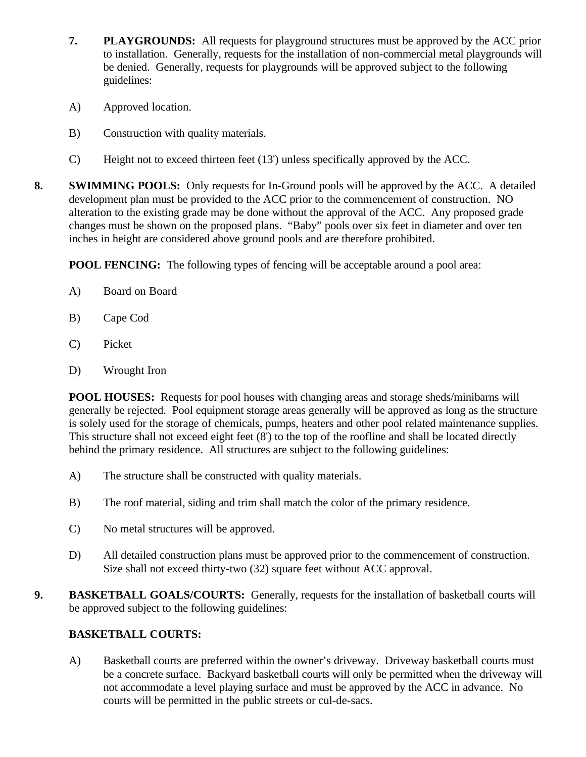**7. PLAYGROUNDS:** All requests for playground structures must be approved by the ACC prior to installation. Generally, requests for the installation of non-commercial metal playgrounds will be denied. Generally, requests for playgrounds will be approved subject to the following guidelines:

A) Approved location.

B) Construction with quality materials.

C) Height not to exceed thirteen feet (13') unless specifically approved by the ACC.

**8. SWIMMING POOLS:** Only requests for In-Ground pools will be approved by the ACC. A detailed development plan must be provided to the ACC prior to the commencement of construction. NO alteration to the existing grade may be done without the approval of the ACC. Any proposed grade changes must be shown on the proposed plans. "Baby" pools over six feet in diameter and over ten inches in height are considered above ground pools and are therefore prohibited.

**POOL FENCING:** The following types of fencing will be acceptable around a pool area:

A) Board on Board

B) Cape Cod

C) Picket

D) Wrought Iron

**POOL HOUSES:** Requests for pool houses with changing areas and storage sheds/minibarns will generally be rejected. Pool equipment storage areas generally will be approved as long as the structure is solely used for the storage of chemicals, pumps, heaters and other pool related maintenance supplies. This structure shall not exceed eight feet (8') to the top of the roofline and shall be located directly behind the primary residence. All structures are subject to the following guidelines:

A) The structure shall be constructed with quality materials.

B) The roof material, siding and trim shall match the color of the primary residence.

C) No metal structures will be approved.

D) All detailed construction plans must be approved prior to the commencement of construction. Size shall not exceed thirty-two (32) square feet without ACC approval.

**9. BASKETBALL GOALS/COURTS:** Generally, requests for the installation of basketball courts will be approved subject to the following guidelines:

**BASKETBALL COURTS:**

A) Basketball courts are preferred within the owner's driveway. Driveway basketball courts must be a concrete surface. Backyard basketball courts will only be permitted when the driveway will not accommodate a level playing surface and must be approved by the ACC in advance. No courts will be permitted in the public streets or cul-de-sacs.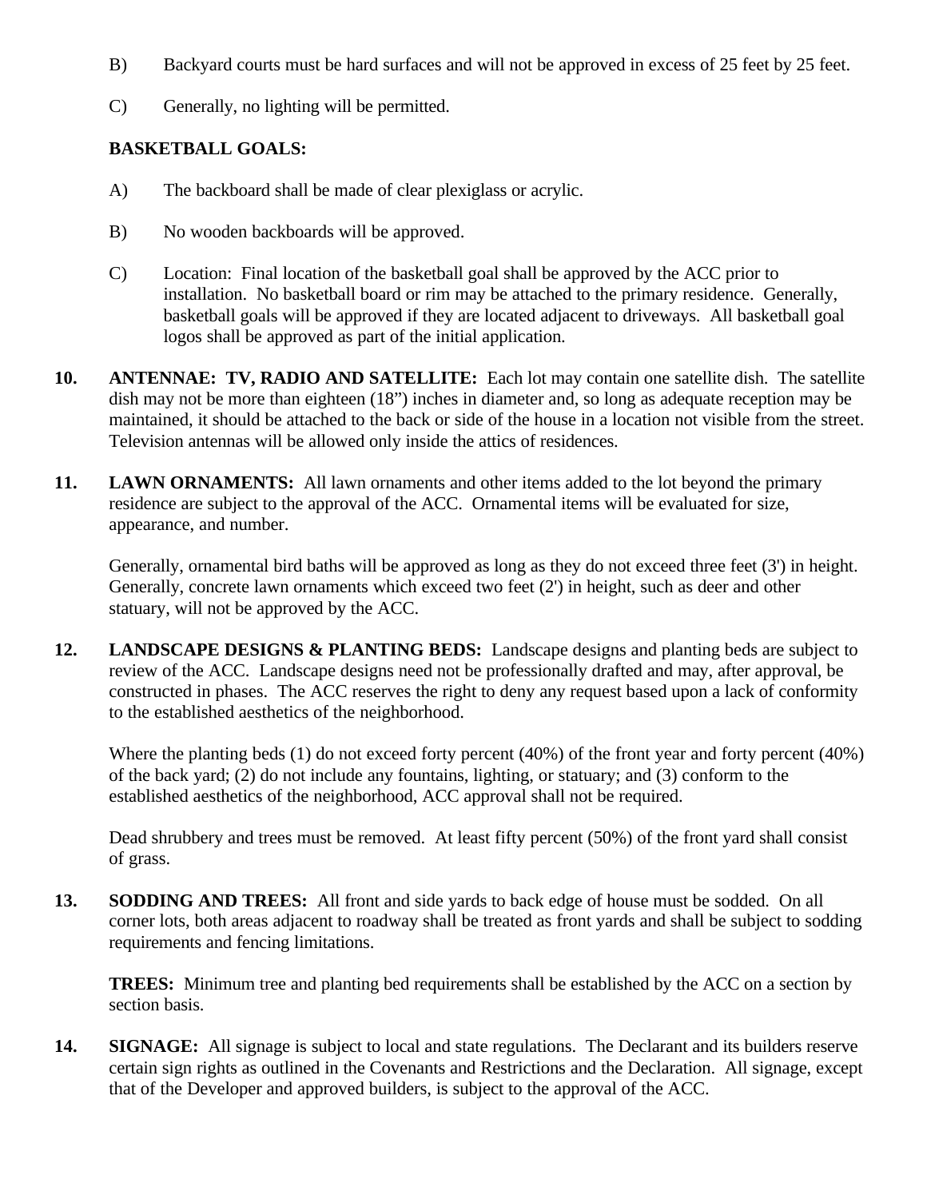B) Backyard courts must be hard surfaces and will not be approved in excess of 25 feet by 25 feet.

C) Generally, no lighting will be permitted.

**BASKETBALL GOALS:**

A) The backboard shall be made of clear plexiglass or acrylic.

B) No wooden backboards will be approved.

C) Location: Final location of the basketball goal shall be approved by the ACC prior to installation. No basketball board or rim may be attached to the primary residence. Generally, basketball goals will be approved if they are located adjacent to driveways. All basketball goal logos shall be approved as part of the initial application.

**10. ANTENNAE: TV, RADIO AND SATELLITE:** Each lot may contain one satellite dish. The satellite dish may not be more than eighteen (18") inches in diameter and, so long as adequate reception may be maintained, it should be attached to the back or side of the house in a location not visible from the street. Television antennas will be allowed only inside the attics of residences.

**11. LAWN ORNAMENTS:** All lawn ornaments and other items added to the lot beyond the primary residence are subject to the approval of the ACC. Ornamental items will be evaluated for size, appearance, and number.

Generally, ornamental bird baths will be approved as long as they do not exceed three feet (3') in height. Generally, concrete lawn ornaments which exceed two feet (2') in height, such as deer and other statuary, will not be approved by the ACC.

**12. LANDSCAPE DESIGNS & PLANTING BEDS:** Landscape designs and planting beds are subject to review of the ACC. Landscape designs need not be professionally drafted and may, after approval, be constructed in phases. The ACC reserves the right to deny any request based upon a lack of conformity to the established aesthetics of the neighborhood.

Where the planting beds (1) do not exceed forty percent (40%) of the front year and forty percent (40%) of the back yard; (2) do not include any fountains, lighting, or statuary; and (3) conform to the established aesthetics of the neighborhood, ACC approval shall not be required.

Dead shrubbery and trees must be removed. At least fifty percent (50%) of the front yard shall consist of grass.

**13. SODDING AND TREES:** All front and side yards to back edge of house must be sodded. On all corner lots, both areas adjacent to roadway shall be treated as front yards and shall be subject to sodding requirements and fencing limitations.

**TREES:** Minimum tree and planting bed requirements shall be established by the ACC on a section by section basis.

**14. SIGNAGE:** All signage is subject to local and state regulations. The Declarant and its builders reserve certain sign rights as outlined in the Covenants and Restrictions and the Declaration. All signage, except that of the Developer and approved builders, is subject to the approval of the ACC.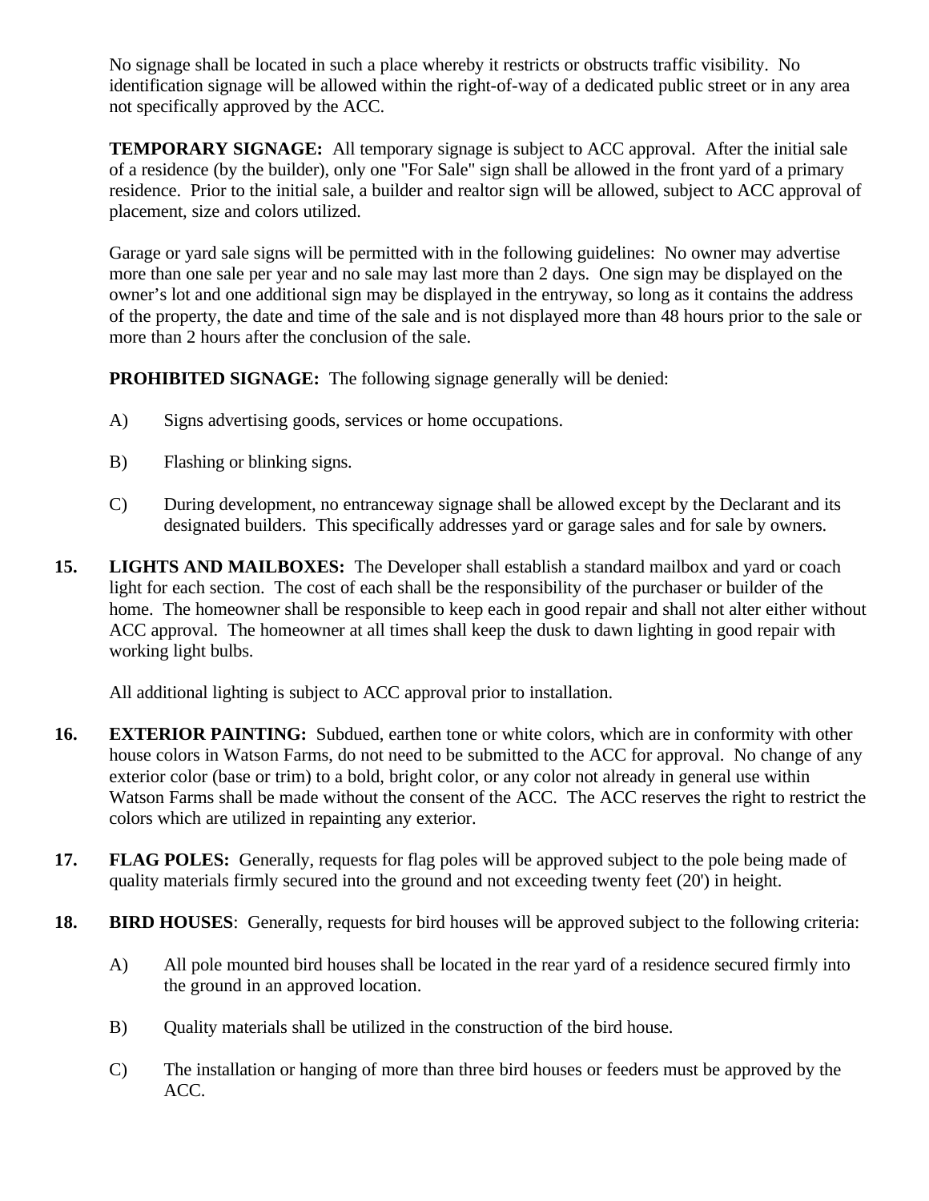No signage shall be located in such a place whereby it restricts or obstructs traffic visibility. No identification signage will be allowed within the right-of-way of a dedicated public street or in any area not specifically approved by the ACC.

**TEMPORARY SIGNAGE:** All temporary signage is subject to ACC approval. After the initial sale of a residence (by the builder), only one "For Sale" sign shall be allowed in the front yard of a primary residence. Prior to the initial sale, a builder and realtor sign will be allowed, subject to ACC approval of placement, size and colors utilized.

Garage or yard sale signs will be permitted with in the following guidelines: No owner may advertise more than one sale per year and no sale may last more than 2 days. One sign may be displayed on the owner's lot and one additional sign may be displayed in the entryway, so long as it contains the address of the property, the date and time of the sale and is not displayed more than 48 hours prior to the sale or more than 2 hours after the conclusion of the sale.

**PROHIBITED SIGNAGE:** The following signage generally will be denied:

A) Signs advertising goods, services or home occupations.

B) Flashing or blinking signs.

C) During development, no entranceway signage shall be allowed except by the Declarant and its designated builders. This specifically addresses yard or garage sales and for sale by owners.

**15. LIGHTS AND MAILBOXES:** The Developer shall establish a standard mailbox and yard or coach light for each section. The cost of each shall be the responsibility of the purchaser or builder of the home. The homeowner shall be responsible to keep each in good repair and shall not alter either without ACC approval. The homeowner at all times shall keep the dusk to dawn lighting in good repair with working light bulbs.

All additional lighting is subject to ACC approval prior to installation.

**16. EXTERIOR PAINTING:** Subdued, earthen tone or white colors, which are in conformity with other house colors in Watson Farms, do not need to be submitted to the ACC for approval. No change of any exterior color (base or trim) to a bold, bright color, or any color not already in general use within Watson Farms shall be made without the consent of the ACC. The ACC reserves the right to restrict the colors which are utilized in repainting any exterior.

**17. FLAG POLES:** Generally, requests for flag poles will be approved subject to the pole being made of quality materials firmly secured into the ground and not exceeding twenty feet (20') in height.

**18. BIRD HOUSES**: Generally, requests for bird houses will be approved subject to the following criteria:

A) All pole mounted bird houses shall be located in the rear yard of a residence secured firmly into the ground in an approved location.

B) Quality materials shall be utilized in the construction of the bird house.

C) The installation or hanging of more than three bird houses or feeders must be approved by the ACC.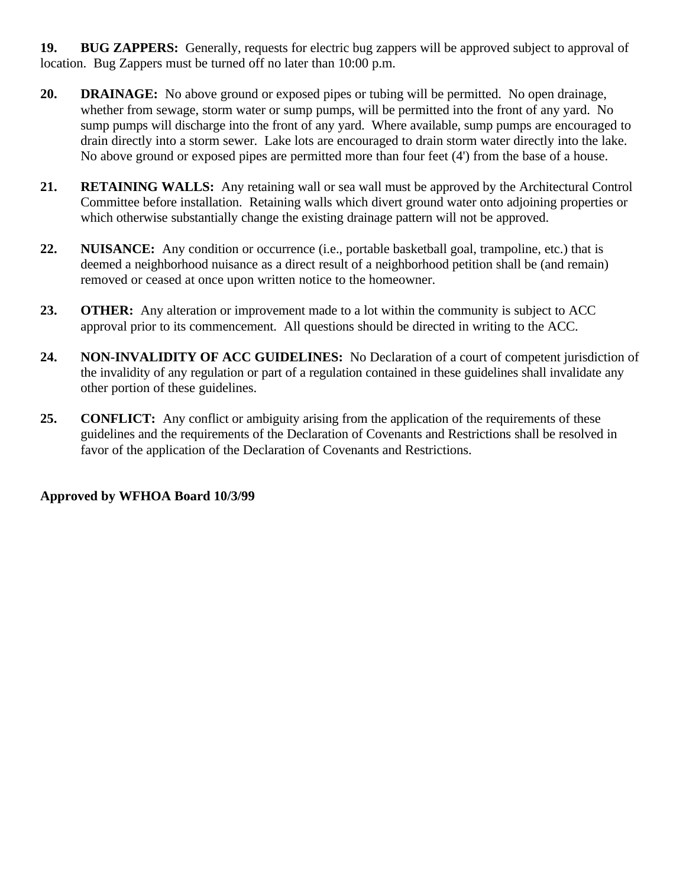**19. BUG ZAPPERS:** Generally, requests for electric bug zappers will be approved subject to approval of location. Bug Zappers must be turned off no later than 10:00 p.m.

**20. DRAINAGE:** No above ground or exposed pipes or tubing will be permitted. No open drainage, whether from sewage, storm water or sump pumps, will be permitted into the front of any yard. No sump pumps will discharge into the front of any yard. Where available, sump pumps are encouraged to drain directly into a storm sewer. Lake lots are encouraged to drain storm water directly into the lake. No above ground or exposed pipes are permitted more than four feet (4') from the base of a house.

**21. RETAINING WALLS:** Any retaining wall or sea wall must be approved by the Architectural Control Committee before installation. Retaining walls which divert ground water onto adjoining properties or which otherwise substantially change the existing drainage pattern will not be approved.

**22. NUISANCE:** Any condition or occurrence (i.e., portable basketball goal, trampoline, etc.) that is deemed a neighborhood nuisance as a direct result of a neighborhood petition shall be (and remain) removed or ceased at once upon written notice to the homeowner.

**23. OTHER:** Any alteration or improvement made to a lot within the community is subject to ACC approval prior to its commencement. All questions should be directed in writing to the ACC.

**24. NON-INVALIDITY OF ACC GUIDELINES:** No Declaration of a court of competent jurisdiction of the invalidity of any regulation or part of a regulation contained in these guidelines shall invalidate any other portion of these guidelines.

**25. CONFLICT:** Any conflict or ambiguity arising from the application of the requirements of these guidelines and the requirements of the Declaration of Covenants and Restrictions shall be resolved in favor of the application of the Declaration of Covenants and Restrictions.

**Approved by WFHOA Board 10/3/99**